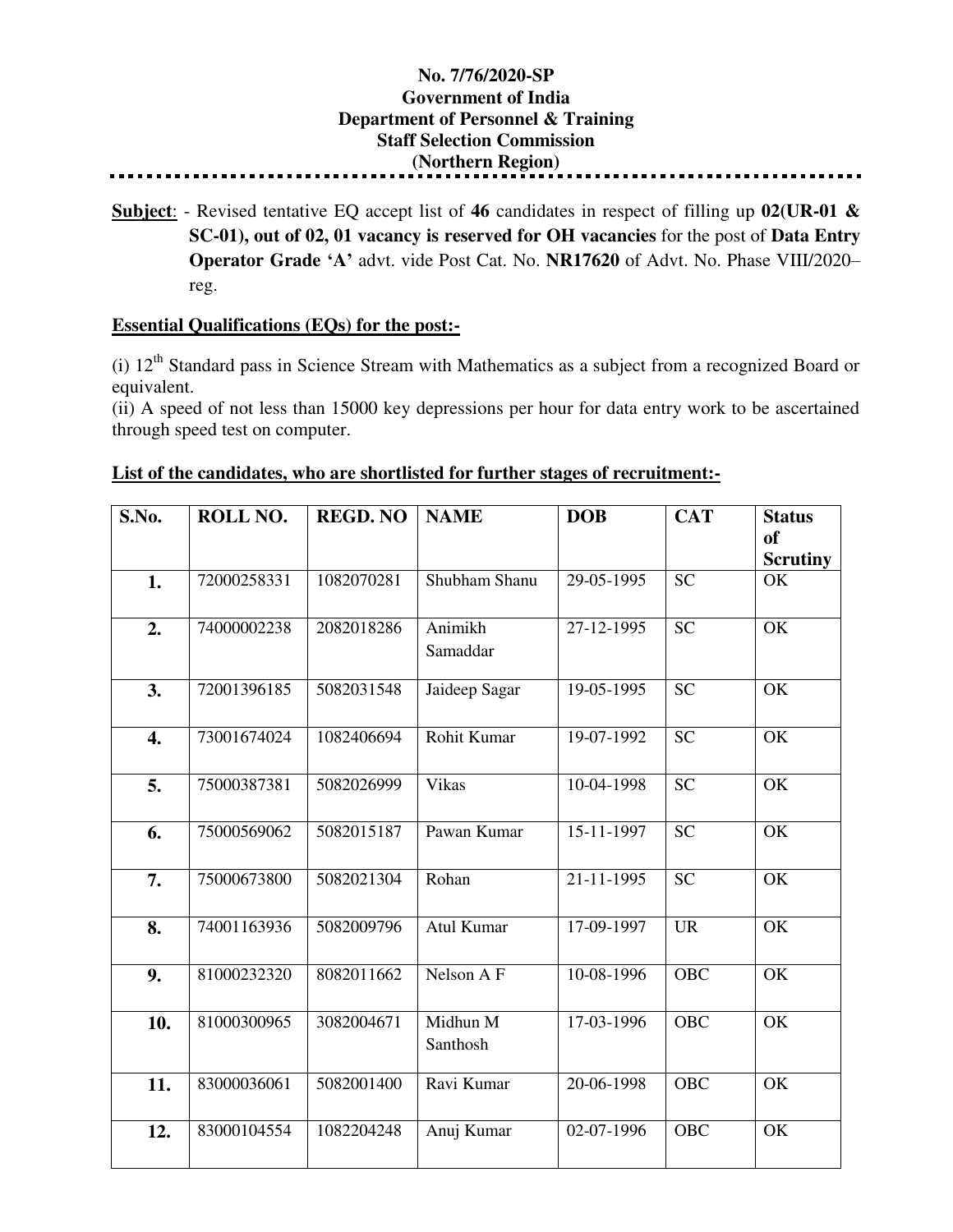**No. 7/76/2020-SP**
**Government of India**
**Department of Personnel & Training**
**Staff Selection Commission**
**(Northern Region)**

**Subject**: - Revised tentative EQ accept list of **46** candidates in respect of filling up **02(UR-01 & SC-01), out of 02, 01 vacancy is reserved for OH vacancies** for the post of **Data Entry Operator Grade 'A'** advt. vide Post Cat. No. **NR17620** of Advt. No. Phase VIII/2020–reg.

**Essential Qualifications (EQs) for the post:-**

(i) 12th Standard pass in Science Stream with Mathematics as a subject from a recognized Board or equivalent.
(ii) A speed of not less than 15000 key depressions per hour for data entry work to be ascertained through speed test on computer.

**List of the candidates, who are shortlisted for further stages of recruitment:-**

| S.No. | ROLL NO. | REGD. NO | NAME | DOB | CAT | Status of Scrutiny |
|---|---|---|---|---|---|---|
| 1. | 72000258331 | 1082070281 | Shubham Shanu | 29-05-1995 | SC | OK |
| 2. | 74000002238 | 2082018286 | Animikh Samaddar | 27-12-1995 | SC | OK |
| 3. | 72001396185 | 5082031548 | Jaideep Sagar | 19-05-1995 | SC | OK |
| 4. | 73001674024 | 1082406694 | Rohit Kumar | 19-07-1992 | SC | OK |
| 5. | 75000387381 | 5082026999 | Vikas | 10-04-1998 | SC | OK |
| 6. | 75000569062 | 5082015187 | Pawan Kumar | 15-11-1997 | SC | OK |
| 7. | 75000673800 | 5082021304 | Rohan | 21-11-1995 | SC | OK |
| 8. | 74001163936 | 5082009796 | Atul Kumar | 17-09-1997 | UR | OK |
| 9. | 81000232320 | 8082011662 | Nelson A F | 10-08-1996 | OBC | OK |
| 10. | 81000300965 | 3082004671 | Midhun M Santhosh | 17-03-1996 | OBC | OK |
| 11. | 83000036061 | 5082001400 | Ravi Kumar | 20-06-1998 | OBC | OK |
| 12. | 83000104554 | 1082204248 | Anuj Kumar | 02-07-1996 | OBC | OK |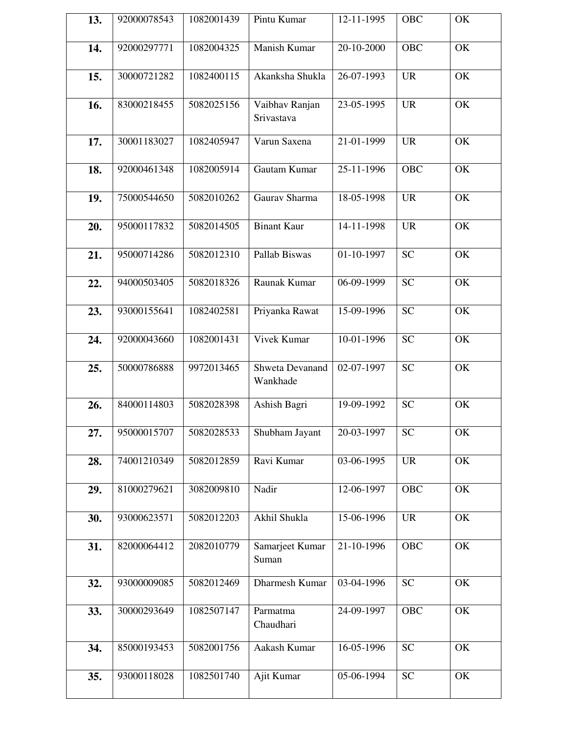| | | | | | | |
|---|---|---|---|---|---|---|
| **13.** | 92000078543 | 1082001439 | Pintu Kumar | 12-11-1995 | OBC | OK |
| **14.** | 92000297771 | 1082004325 | Manish Kumar | 20-10-2000 | OBC | OK |
| **15.** | 30000721282 | 1082400115 | Akanksha Shukla | 26-07-1993 | UR | OK |
| **16.** | 83000218455 | 5082025156 | Vaibhav Ranjan Srivastava | 23-05-1995 | UR | OK |
| **17.** | 30001183027 | 1082405947 | Varun Saxena | 21-01-1999 | UR | OK |
| **18.** | 92000461348 | 1082005914 | Gautam Kumar | 25-11-1996 | OBC | OK |
| **19.** | 75000544650 | 5082010262 | Gaurav Sharma | 18-05-1998 | UR | OK |
| **20.** | 95000117832 | 5082014505 | Binant Kaur | 14-11-1998 | UR | OK |
| **21.** | 95000714286 | 5082012310 | Pallab Biswas | 01-10-1997 | SC | OK |
| **22.** | 94000503405 | 5082018326 | Raunak Kumar | 06-09-1999 | SC | OK |
| **23.** | 93000155641 | 1082402581 | Priyanka Rawat | 15-09-1996 | SC | OK |
| **24.** | 92000043660 | 1082001431 | Vivek Kumar | 10-01-1996 | SC | OK |
| **25.** | 50000786888 | 9972013465 | Shweta Devanand Wankhade | 02-07-1997 | SC | OK |
| **26.** | 84000114803 | 5082028398 | Ashish Bagri | 19-09-1992 | SC | OK |
| **27.** | 95000015707 | 5082028533 | Shubham Jayant | 20-03-1997 | SC | OK |
| **28.** | 74001210349 | 5082012859 | Ravi Kumar | 03-06-1995 | UR | OK |
| **29.** | 81000279621 | 3082009810 | Nadir | 12-06-1997 | OBC | OK |
| **30.** | 93000623571 | 5082012203 | Akhil Shukla | 15-06-1996 | UR | OK |
| **31.** | 82000064412 | 2082010779 | Samarjeet Kumar Suman | 21-10-1996 | OBC | OK |
| **32.** | 93000009085 | 5082012469 | Dharmesh Kumar | 03-04-1996 | SC | OK |
| **33.** | 30000293649 | 1082507147 | Parmatma Chaudhari | 24-09-1997 | OBC | OK |
| **34.** | 85000193453 | 5082001756 | Aakash Kumar | 16-05-1996 | SC | OK |
| **35.** | 93000118028 | 1082501740 | Ajit Kumar | 05-06-1994 | SC | OK |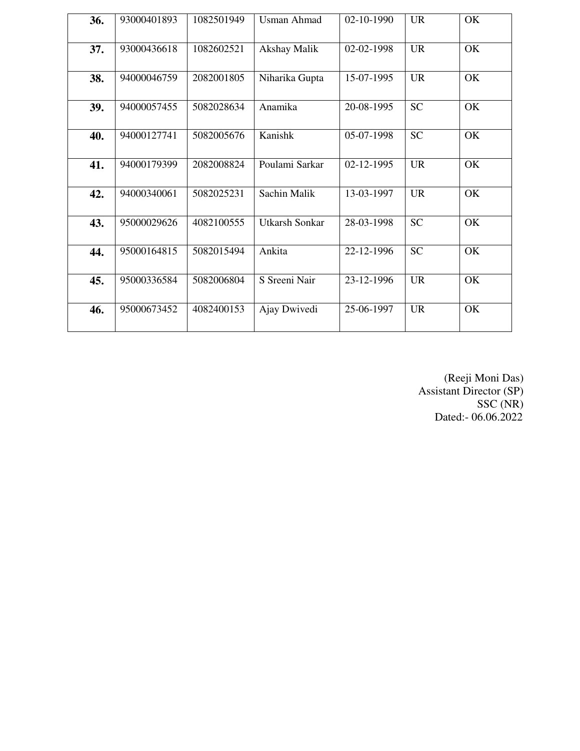| | | | | | | |
|---|---|---|---|---|---|---|
| **36.** | 93000401893 | 1082501949 | Usman Ahmad | 02-10-1990 | UR | OK |
| **37.** | 93000436618 | 1082602521 | Akshay Malik | 02-02-1998 | UR | OK |
| **38.** | 94000046759 | 2082001805 | Niharika Gupta | 15-07-1995 | UR | OK |
| **39.** | 94000057455 | 5082028634 | Anamika | 20-08-1995 | SC | OK |
| **40.** | 94000127741 | 5082005676 | Kanishk | 05-07-1998 | SC | OK |
| **41.** | 94000179399 | 2082008824 | Poulami Sarkar | 02-12-1995 | UR | OK |
| **42.** | 94000340061 | 5082025231 | Sachin Malik | 13-03-1997 | UR | OK |
| **43.** | 95000029626 | 4082100555 | Utkarsh Sonkar | 28-03-1998 | SC | OK |
| **44.** | 95000164815 | 5082015494 | Ankita | 22-12-1996 | SC | OK |
| **45.** | 95000336584 | 5082006804 | S Sreeni Nair | 23-12-1996 | UR | OK |
| **46.** | 95000673452 | 4082400153 | Ajay Dwivedi | 25-06-1997 | UR | OK |

(Reeji Moni Das)
Assistant Director (SP)
SSC (NR)
Dated:- 06.06.2022